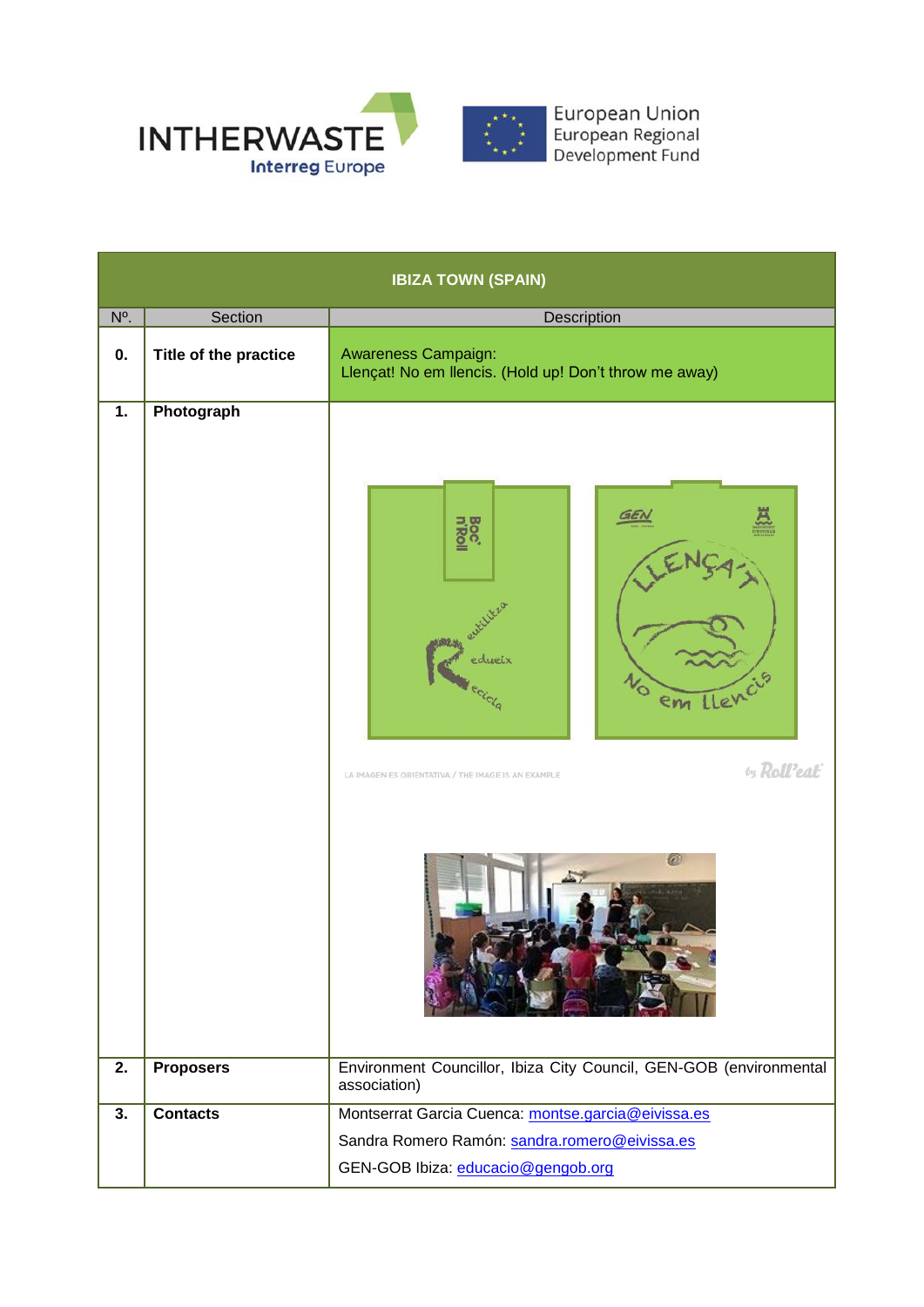INTHERWASTE
Interreg Europe

European Union
European Regional Development Fund

| IBIZA TOWN (SPAIN) | | |
|---|---|---|
| Nº. | Section | Description |
| **0.** | **Title of the practice** | Awareness Campaign: Llençat! No em llencis. (Hold up! Don't throw me away) |
| **1.** | **Photograph** | |
| **2.** | **Proposers** | Environment Councillor, Ibiza City Council, GEN-GOB (environmental association) |
| **3.** | **Contacts** | Montserrat Garcia Cuenca: montse.garcia@eivissa.es<br>Sandra Romero Ramón: sandra.romero@eivissa.es<br>GEN-GOB Ibiza: educacio@gengob.org |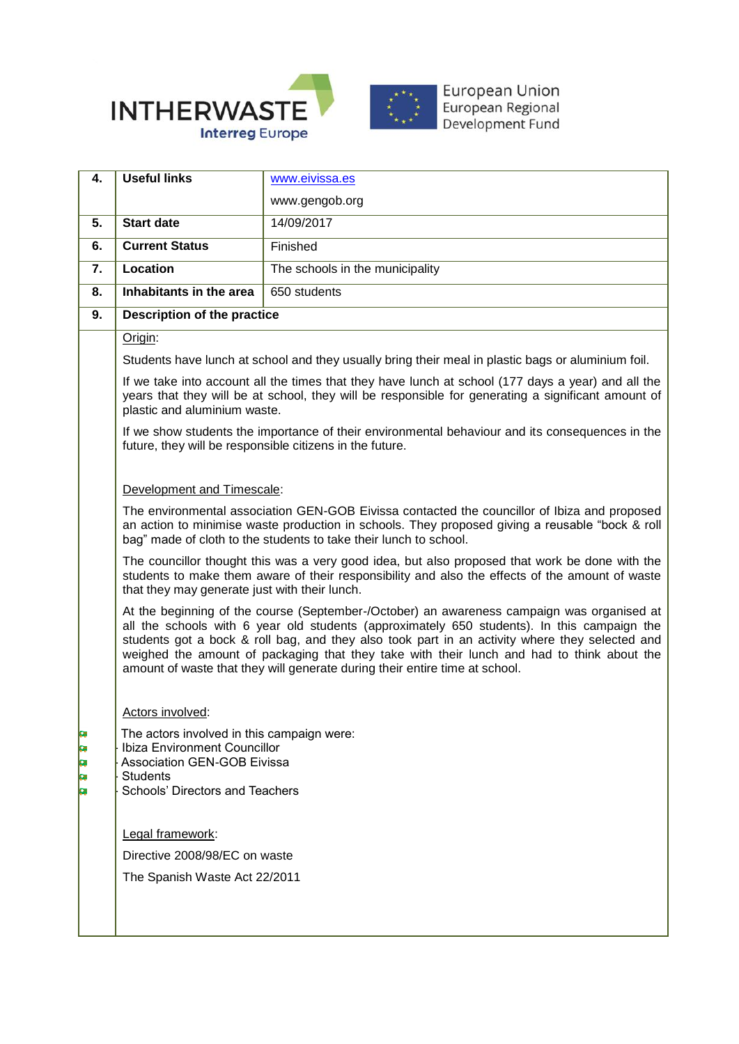| 4. | Useful links | www.eivissa.es |
|---|---|---|
| | | www.gengob.org |
| 5. | Start date | 14/09/2017 |
| 6. | Current Status | Finished |
| 7. | Location | The schools in the municipality |
| 8. | Inhabitants in the area | 650 students |
| 9. | Description of the practice | |

Origin:

Students have lunch at school and they usually bring their meal in plastic bags or aluminium foil.

If we take into account all the times that they have lunch at school (177 days a year) and all the years that they will be at school, they will be responsible for generating a significant amount of plastic and aluminium waste.

If we show students the importance of their environmental behaviour and its consequences in the future, they will be responsible citizens in the future.

Development and Timescale:

The environmental association GEN-GOB Eivissa contacted the councillor of Ibiza and proposed an action to minimise waste production in schools. They proposed giving a reusable "bock & roll bag" made of cloth to the students to take their lunch to school.

The councillor thought this was a very good idea, but also proposed that work be done with the students to make them aware of their responsibility and also the effects of the amount of waste that they may generate just with their lunch.

At the beginning of the course (September-/October) an awareness campaign was organised at all the schools with 6 year old students (approximately 650 students). In this campaign the students got a bock & roll bag, and they also took part in an activity where they selected and weighed the amount of packaging that they take with their lunch and had to think about the amount of waste that they will generate during their entire time at school.

Actors involved:

The actors involved in this campaign were:

- Ibiza Environment Councillor
- Association GEN-GOB Eivissa
- Students
- Schools' Directors and Teachers

Legal framework:

Directive 2008/98/EC on waste

The Spanish Waste Act 22/2011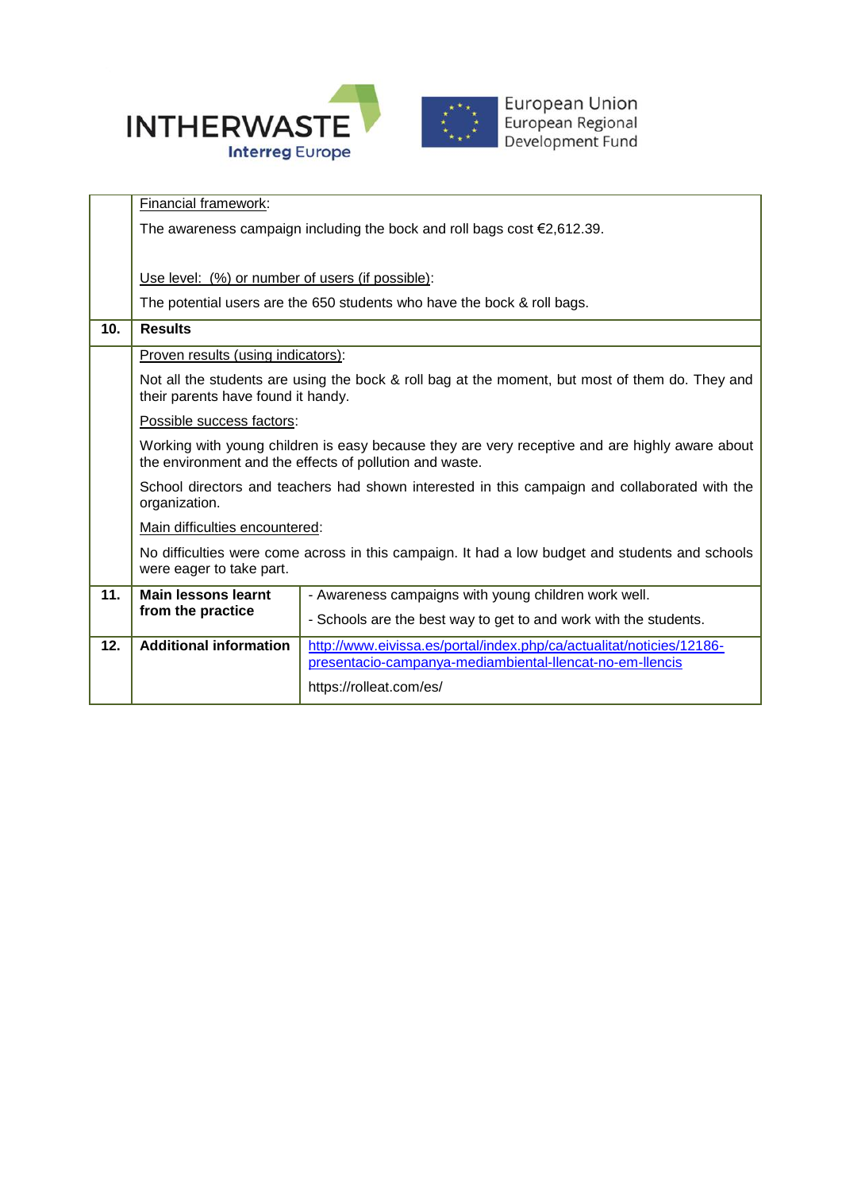| | | |
|---|---|---|
| | Financial framework:<br>The awareness campaign including the bock and roll bags cost €2,612.39.<br><br>Use level: (%) or number of users (if possible):<br>The potential users are the 650 students who have the bock & roll bags. | |
| **10.** | **Results** | |
| | Proven results (using indicators):<br>Not all the students are using the bock & roll bag at the moment, but most of them do. They and their parents have found it handy.<br>Possible success factors:<br>Working with young children is easy because they are very receptive and are highly aware about the environment and the effects of pollution and waste.<br>School directors and teachers had shown interested in this campaign and collaborated with the organization.<br>Main difficulties encountered:<br>No difficulties were come across in this campaign. It had a low budget and students and schools were eager to take part. | |
| **11.** | **Main lessons learnt from the practice** | - Awareness campaigns with young children work well.<br>- Schools are the best way to get to and work with the students. |
| **12.** | **Additional information** | http://www.eivissa.es/portal/index.php/ca/actualitat/noticies/12186-presentacio-campanya-mediambiental-llencat-no-em-llencis<br>https://rolleat.com/es/ |